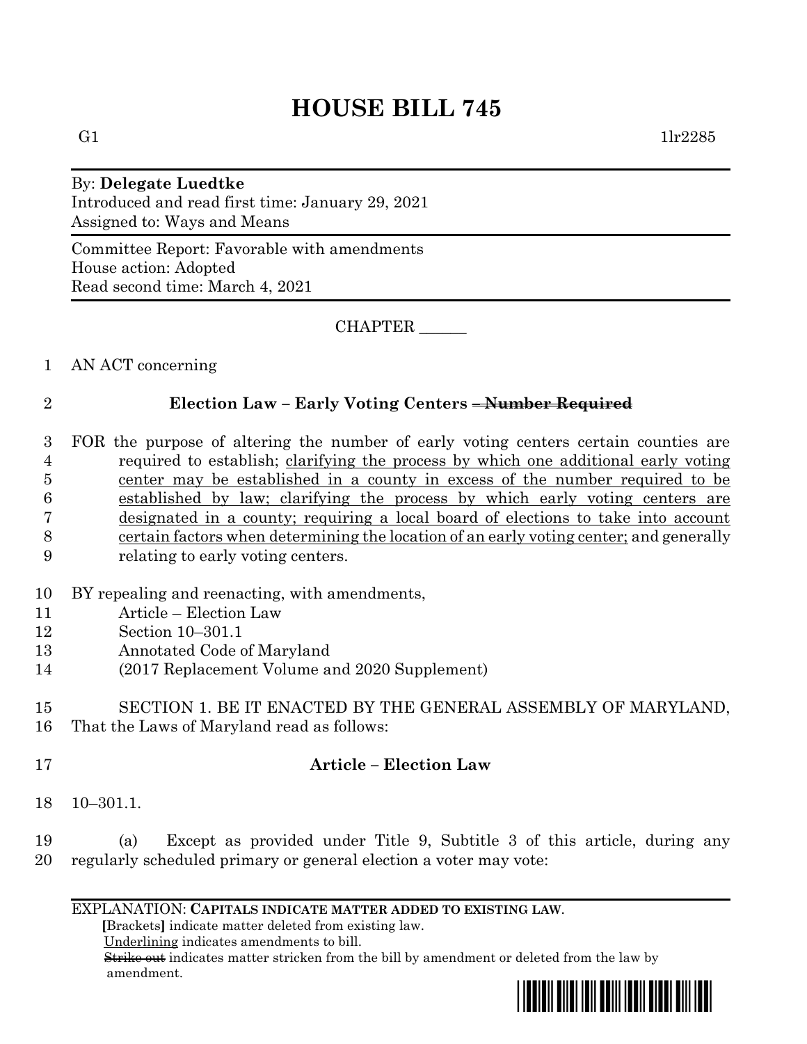# HOUSE BILL 745

G1 1lr2285

By: **Delegate Luedtke**
Introduced and read first time: January 29, 2021
Assigned to: Ways and Means

Committee Report: Favorable with amendments
House action: Adopted
Read second time: March 4, 2021

CHAPTER ______

1 AN ACT concerning

2 **Election Law – Early Voting Centers ~~– Number Required~~**

3 FOR the purpose of altering the number of early voting centers certain counties are
4 required to establish; <u>clarifying the process by which one additional early voting</u>
5 <u>center may be established in a county in excess of the number required to be</u>
6 <u>established by law; clarifying the process by which early voting centers are</u>
7 <u>designated in a county; requiring a local board of elections to take into account</u>
8 <u>certain factors when determining the location of an early voting center;</u> and generally
9 relating to early voting centers.

10 BY repealing and reenacting, with amendments,
11 Article – Election Law
12 Section 10–301.1
13 Annotated Code of Maryland
14 (2017 Replacement Volume and 2020 Supplement)

15 SECTION 1. BE IT ENACTED BY THE GENERAL ASSEMBLY OF MARYLAND,
16 That the Laws of Maryland read as follows:

17 **Article – Election Law**

18 10–301.1.

19 (a) Except as provided under Title 9, Subtitle 3 of this article, during any
20 regularly scheduled primary or general election a voter may vote:

EXPLANATION: **CAPITALS INDICATE MATTER ADDED TO EXISTING LAW**.
**[**Brackets**]** indicate matter deleted from existing law.
<u>Underlining</u> indicates amendments to bill.
~~Strike out~~ indicates matter stricken from the bill by amendment or deleted from the law by amendment.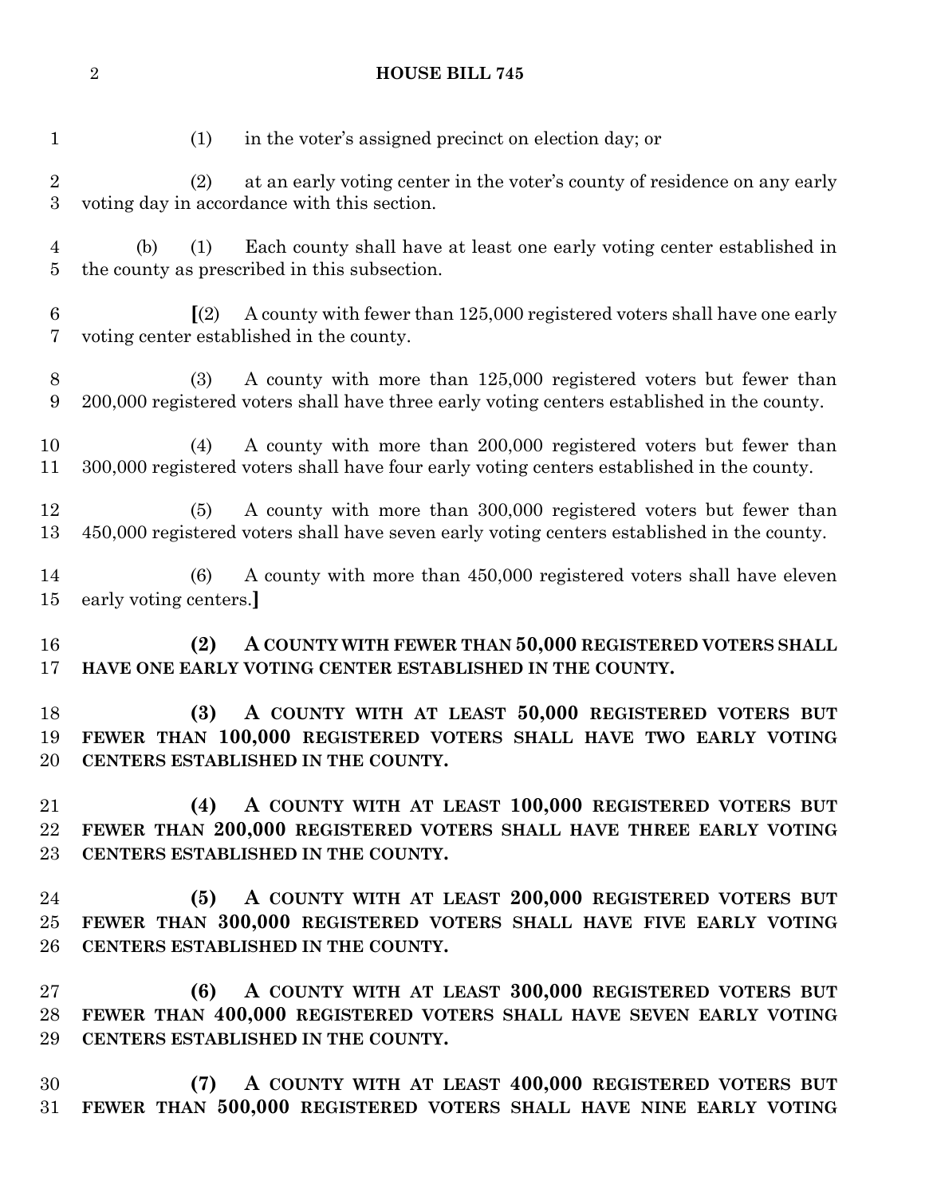(1) in the voter's assigned precinct on election day; or

(2) at an early voting center in the voter's county of residence on any early voting day in accordance with this section.

(b) (1) Each county shall have at least one early voting center established in the county as prescribed in this subsection.

[(2) A county with fewer than 125,000 registered voters shall have one early voting center established in the county.

(3) A county with more than 125,000 registered voters but fewer than 200,000 registered voters shall have three early voting centers established in the county.

(4) A county with more than 200,000 registered voters but fewer than 300,000 registered voters shall have four early voting centers established in the county.

(5) A county with more than 300,000 registered voters but fewer than 450,000 registered voters shall have seven early voting centers established in the county.

(6) A county with more than 450,000 registered voters shall have eleven early voting centers.]

**(2) A COUNTY WITH FEWER THAN 50,000 REGISTERED VOTERS SHALL HAVE ONE EARLY VOTING CENTER ESTABLISHED IN THE COUNTY.**

**(3) A COUNTY WITH AT LEAST 50,000 REGISTERED VOTERS BUT FEWER THAN 100,000 REGISTERED VOTERS SHALL HAVE TWO EARLY VOTING CENTERS ESTABLISHED IN THE COUNTY.**

**(4) A COUNTY WITH AT LEAST 100,000 REGISTERED VOTERS BUT FEWER THAN 200,000 REGISTERED VOTERS SHALL HAVE THREE EARLY VOTING CENTERS ESTABLISHED IN THE COUNTY.**

**(5) A COUNTY WITH AT LEAST 200,000 REGISTERED VOTERS BUT FEWER THAN 300,000 REGISTERED VOTERS SHALL HAVE FIVE EARLY VOTING CENTERS ESTABLISHED IN THE COUNTY.**

**(6) A COUNTY WITH AT LEAST 300,000 REGISTERED VOTERS BUT FEWER THAN 400,000 REGISTERED VOTERS SHALL HAVE SEVEN EARLY VOTING CENTERS ESTABLISHED IN THE COUNTY.**

**(7) A COUNTY WITH AT LEAST 400,000 REGISTERED VOTERS BUT FEWER THAN 500,000 REGISTERED VOTERS SHALL HAVE NINE EARLY VOTING**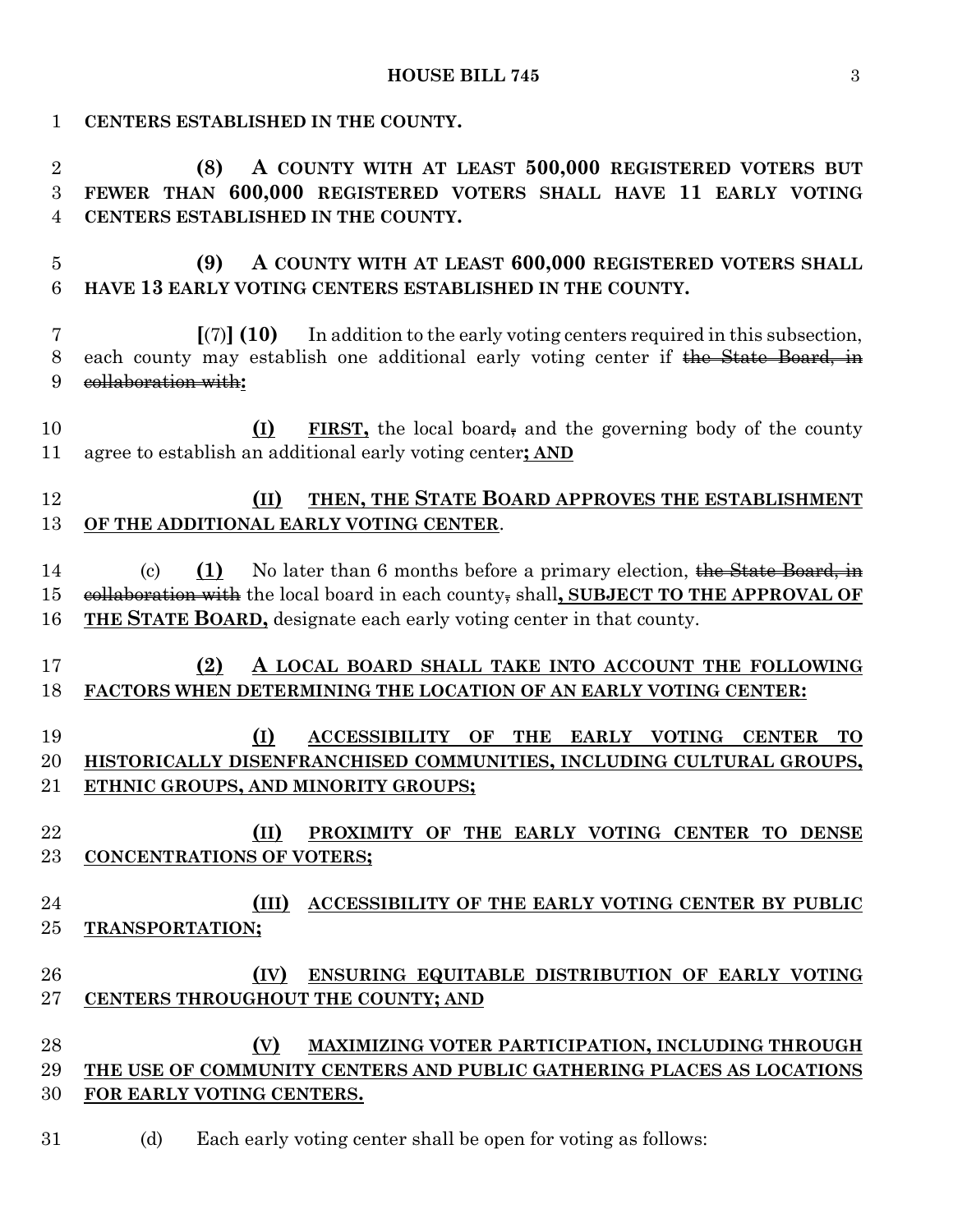**CENTERS ESTABLISHED IN THE COUNTY.**

**(8) A COUNTY WITH AT LEAST 500,000 REGISTERED VOTERS BUT FEWER THAN 600,000 REGISTERED VOTERS SHALL HAVE 11 EARLY VOTING CENTERS ESTABLISHED IN THE COUNTY.**

**(9) A COUNTY WITH AT LEAST 600,000 REGISTERED VOTERS SHALL HAVE 13 EARLY VOTING CENTERS ESTABLISHED IN THE COUNTY.**

**[**(7)**] (10)** In addition to the early voting centers required in this subsection, each county may establish one additional early voting center if ~~the State Board, in collaboration with~~**:**

**(I)** **FIRST,** the local board~~,~~ and the governing body of the county agree to establish an additional early voting center**; AND**

**(II) THEN, THE STATE BOARD APPROVES THE ESTABLISHMENT OF THE ADDITIONAL EARLY VOTING CENTER**.

(c) **(1)** No later than 6 months before a primary election, ~~the State Board, in collaboration with~~ the local board in each county~~,~~ shall**, SUBJECT TO THE APPROVAL OF THE STATE BOARD,** designate each early voting center in that county.

**(2) A LOCAL BOARD SHALL TAKE INTO ACCOUNT THE FOLLOWING FACTORS WHEN DETERMINING THE LOCATION OF AN EARLY VOTING CENTER:**

**(I) ACCESSIBILITY OF THE EARLY VOTING CENTER TO HISTORICALLY DISENFRANCHISED COMMUNITIES, INCLUDING CULTURAL GROUPS, ETHNIC GROUPS, AND MINORITY GROUPS;**

**(II) PROXIMITY OF THE EARLY VOTING CENTER TO DENSE CONCENTRATIONS OF VOTERS;**

**(III) ACCESSIBILITY OF THE EARLY VOTING CENTER BY PUBLIC TRANSPORTATION;**

**(IV) ENSURING EQUITABLE DISTRIBUTION OF EARLY VOTING CENTERS THROUGHOUT THE COUNTY; AND**

**(V) MAXIMIZING VOTER PARTICIPATION, INCLUDING THROUGH THE USE OF COMMUNITY CENTERS AND PUBLIC GATHERING PLACES AS LOCATIONS FOR EARLY VOTING CENTERS.**

(d) Each early voting center shall be open for voting as follows: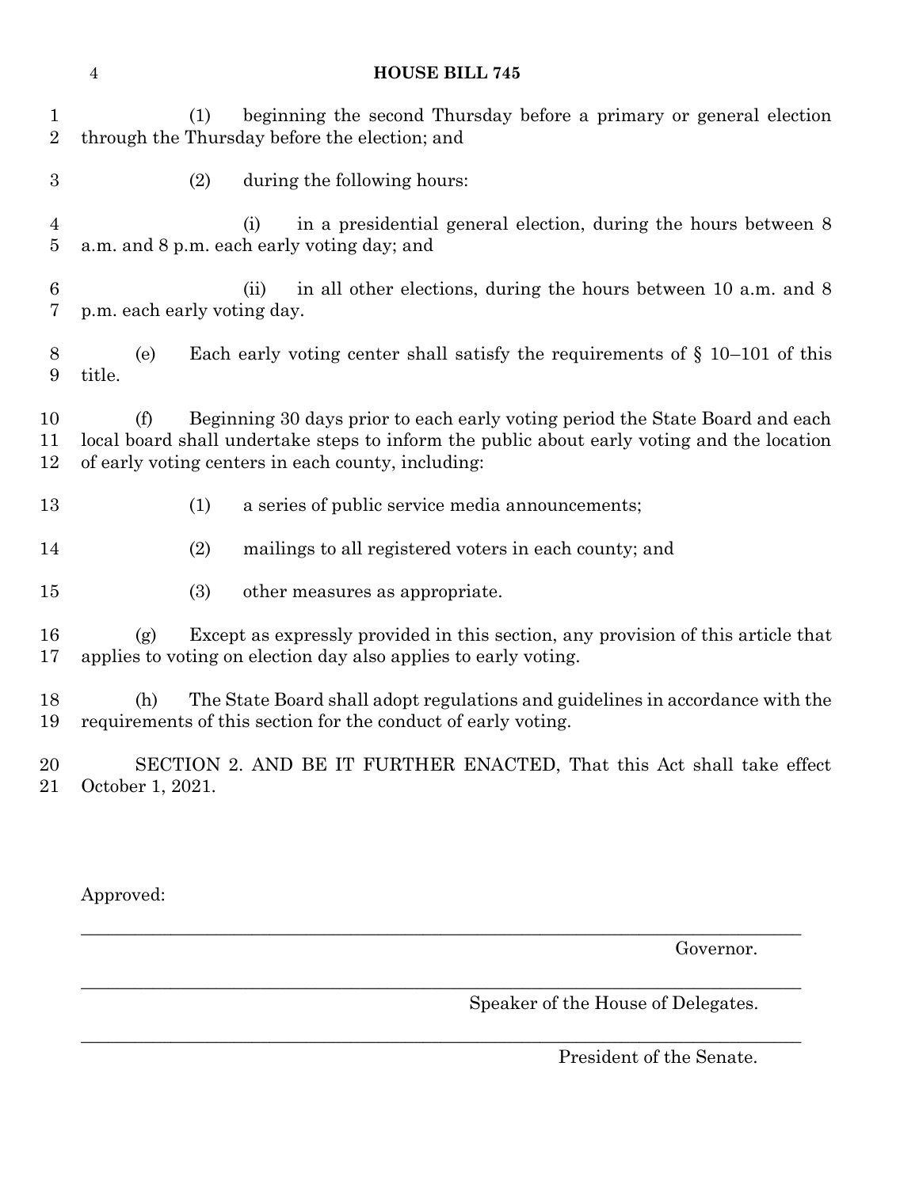(1) beginning the second Thursday before a primary or general election through the Thursday before the election; and

(2) during the following hours:

(i) in a presidential general election, during the hours between 8 a.m. and 8 p.m. each early voting day; and

(ii) in all other elections, during the hours between 10 a.m. and 8 p.m. each early voting day.

(e) Each early voting center shall satisfy the requirements of § 10–101 of this title.

(f) Beginning 30 days prior to each early voting period the State Board and each local board shall undertake steps to inform the public about early voting and the location of early voting centers in each county, including:

(1) a series of public service media announcements;

(2) mailings to all registered voters in each county; and

(3) other measures as appropriate.

(g) Except as expressly provided in this section, any provision of this article that applies to voting on election day also applies to early voting.

(h) The State Board shall adopt regulations and guidelines in accordance with the requirements of this section for the conduct of early voting.

SECTION 2. AND BE IT FURTHER ENACTED, That this Act shall take effect October 1, 2021.

Approved:

\_\_\_\_\_\_\_\_\_\_\_\_\_\_\_\_\_\_\_\_\_\_\_\_\_\_\_\_\_\_\_\_\_\_\_\_\_\_\_\_\_\_\_\_

Governor.

\_\_\_\_\_\_\_\_\_\_\_\_\_\_\_\_\_\_\_\_\_\_\_\_\_\_\_\_\_\_\_\_\_\_\_\_\_\_\_\_\_\_\_\_

Speaker of the House of Delegates.

\_\_\_\_\_\_\_\_\_\_\_\_\_\_\_\_\_\_\_\_\_\_\_\_\_\_\_\_\_\_\_\_\_\_\_\_\_\_\_\_\_\_\_\_

President of the Senate.